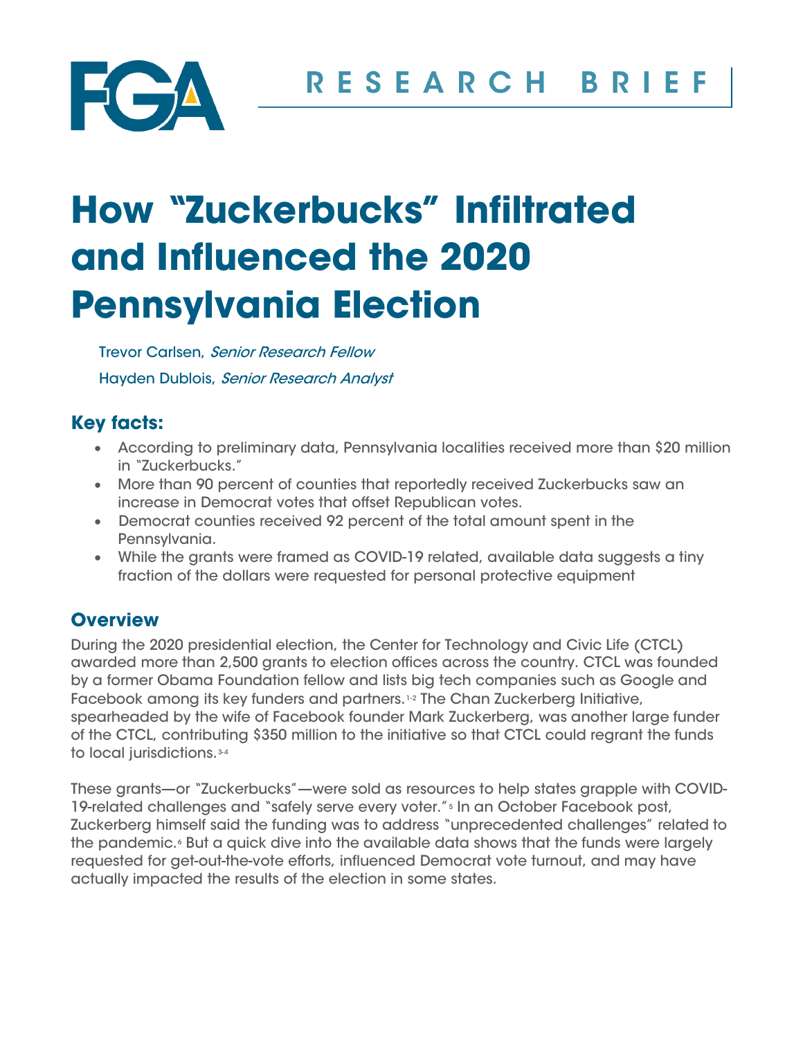FGA

RESEARCH BRIEF

# How "Zuckerbucks" Infiltrated and Influenced the 2020 Pennsylvania Election

Trevor Carlsen, *Senior Research Fellow*

Hayden Dublois, *Senior Research Analyst*

## Key facts:

- According to preliminary data, Pennsylvania localities received more than $20 million in "Zuckerbucks."
- More than 90 percent of counties that reportedly received Zuckerbucks saw an increase in Democrat votes that offset Republican votes.
- Democrat counties received 92 percent of the total amount spent in the Pennsylvania.
- While the grants were framed as COVID-19 related, available data suggests a tiny fraction of the dollars were requested for personal protective equipment

## Overview

During the 2020 presidential election, the Center for Technology and Civic Life (CTCL) awarded more than 2,500 grants to election offices across the country. CTCL was founded by a former Obama Foundation fellow and lists big tech companies such as Google and Facebook among its key funders and partners.[1-2] The Chan Zuckerberg Initiative, spearheaded by the wife of Facebook founder Mark Zuckerberg, was another large funder of the CTCL, contributing $350 million to the initiative so that CTCL could regrant the funds to local jurisdictions.[3-4]

These grants—or "Zuckerbucks"—were sold as resources to help states grapple with COVID-19-related challenges and "safely serve every voter."[5] In an October Facebook post, Zuckerberg himself said the funding was to address "unprecedented challenges" related to the pandemic.[6] But a quick dive into the available data shows that the funds were largely requested for get-out-the-vote efforts, influenced Democrat vote turnout, and may have actually impacted the results of the election in some states.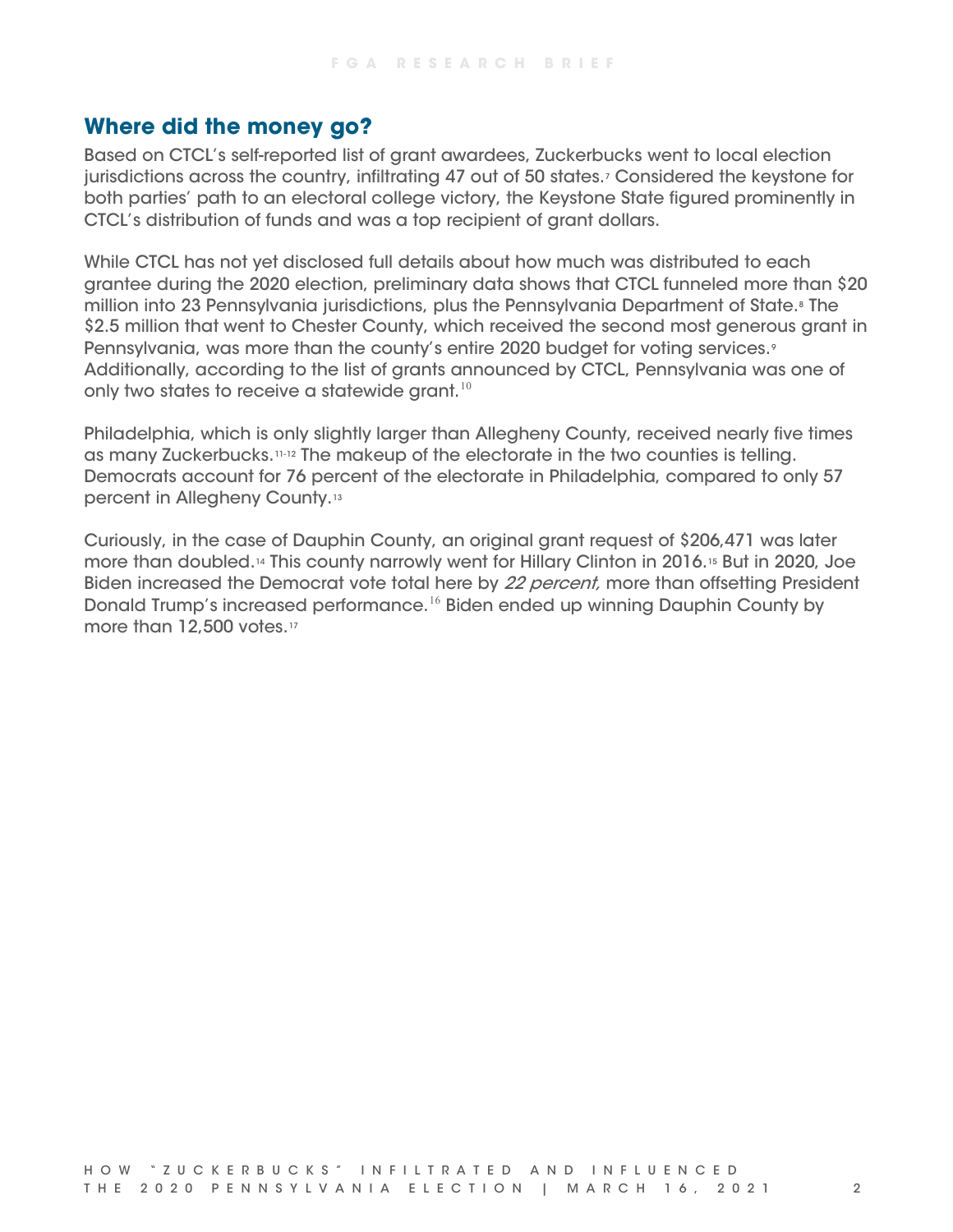## Where did the money go?

Based on CTCL's self-reported list of grant awardees, Zuckerbucks went to local election jurisdictions across the country, infiltrating 47 out of 50 states.[7] Considered the keystone for both parties' path to an electoral college victory, the Keystone State figured prominently in CTCL's distribution of funds and was a top recipient of grant dollars.

While CTCL has not yet disclosed full details about how much was distributed to each grantee during the 2020 election, preliminary data shows that CTCL funneled more than $20 million into 23 Pennsylvania jurisdictions, plus the Pennsylvania Department of State.[8] The $2.5 million that went to Chester County, which received the second most generous grant in Pennsylvania, was more than the county's entire 2020 budget for voting services.[9] Additionally, according to the list of grants announced by CTCL, Pennsylvania was one of only two states to receive a statewide grant.[10]

Philadelphia, which is only slightly larger than Allegheny County, received nearly five times as many Zuckerbucks.[11-12] The makeup of the electorate in the two counties is telling. Democrats account for 76 percent of the electorate in Philadelphia, compared to only 57 percent in Allegheny County.[13]

Curiously, in the case of Dauphin County, an original grant request of $206,471 was later more than doubled.[14] This county narrowly went for Hillary Clinton in 2016.[15] But in 2020, Joe Biden increased the Democrat vote total here by *22 percent*, more than offsetting President Donald Trump's increased performance.[16] Biden ended up winning Dauphin County by more than 12,500 votes.[17]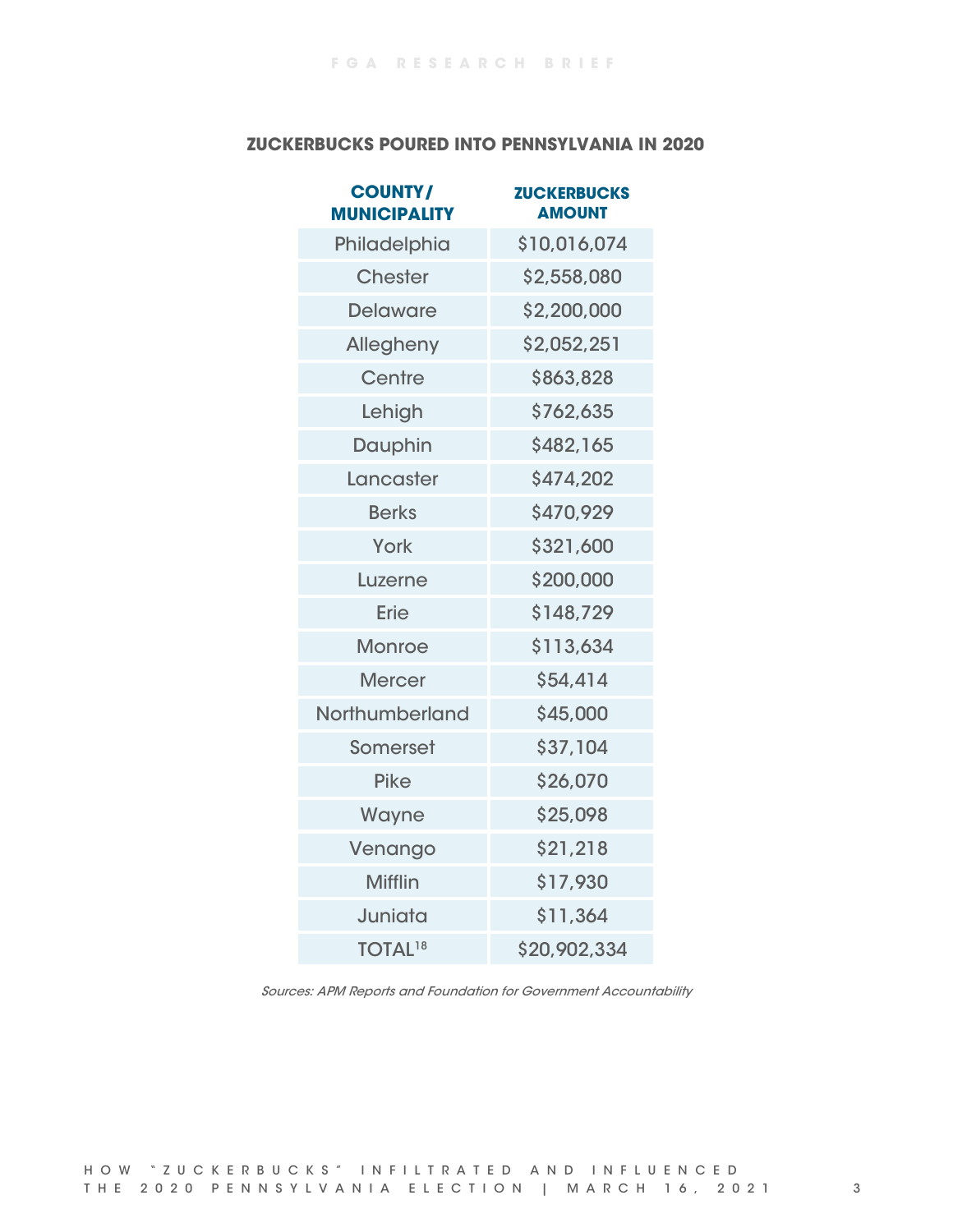### ZUCKERBUCKS POURED INTO PENNSYLVANIA IN 2020

| COUNTY/ MUNICIPALITY | ZUCKERBUCKS AMOUNT |
|---|---|
| Philadelphia | $10,016,074 |
| Chester | $2,558,080 |
| Delaware | $2,200,000 |
| Allegheny | $2,052,251 |
| Centre | $863,828 |
| Lehigh | $762,635 |
| Dauphin | $482,165 |
| Lancaster | $474,202 |
| Berks | $470,929 |
| York | $321,600 |
| Luzerne | $200,000 |
| Erie | $148,729 |
| Monroe | $113,634 |
| Mercer | $54,414 |
| Northumberland | $45,000 |
| Somerset | $37,104 |
| Pike | $26,070 |
| Wayne | $25,098 |
| Venango | $21,218 |
| Mifflin | $17,930 |
| Juniata | $11,364 |
| TOTAL[18] | $20,902,334 |

*Sources: APM Reports and Foundation for Government Accountability*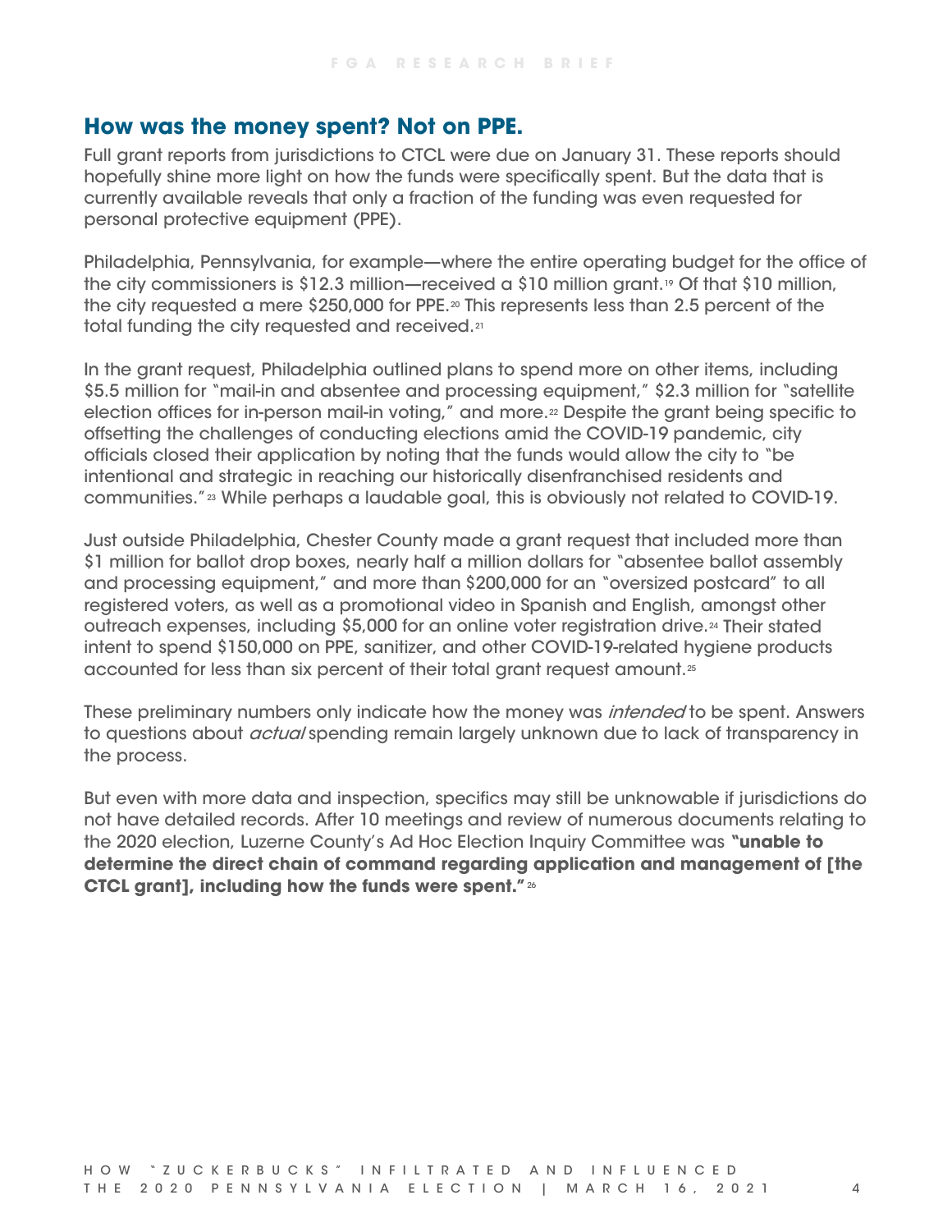## How was the money spent? Not on PPE.

Full grant reports from jurisdictions to CTCL were due on January 31. These reports should hopefully shine more light on how the funds were specifically spent. But the data that is currently available reveals that only a fraction of the funding was even requested for personal protective equipment (PPE).

Philadelphia, Pennsylvania, for example—where the entire operating budget for the office of the city commissioners is $12.3 million—received a $10 million grant.[19] Of that $10 million, the city requested a mere $250,000 for PPE.[20] This represents less than 2.5 percent of the total funding the city requested and received.[21]

In the grant request, Philadelphia outlined plans to spend more on other items, including $5.5 million for "mail-in and absentee and processing equipment," $2.3 million for "satellite election offices for in-person mail-in voting," and more.[22] Despite the grant being specific to offsetting the challenges of conducting elections amid the COVID-19 pandemic, city officials closed their application by noting that the funds would allow the city to "be intentional and strategic in reaching our historically disenfranchised residents and communities."[23] While perhaps a laudable goal, this is obviously not related to COVID-19.

Just outside Philadelphia, Chester County made a grant request that included more than $1 million for ballot drop boxes, nearly half a million dollars for "absentee ballot assembly and processing equipment," and more than $200,000 for an "oversized postcard" to all registered voters, as well as a promotional video in Spanish and English, amongst other outreach expenses, including $5,000 for an online voter registration drive.[24] Their stated intent to spend $150,000 on PPE, sanitizer, and other COVID-19-related hygiene products accounted for less than six percent of their total grant request amount.[25]

These preliminary numbers only indicate how the money was *intended* to be spent. Answers to questions about *actual* spending remain largely unknown due to lack of transparency in the process.

But even with more data and inspection, specifics may still be unknowable if jurisdictions do not have detailed records. After 10 meetings and review of numerous documents relating to the 2020 election, Luzerne County's Ad Hoc Election Inquiry Committee was **"unable to determine the direct chain of command regarding application and management of [the CTCL grant], including how the funds were spent."**[26]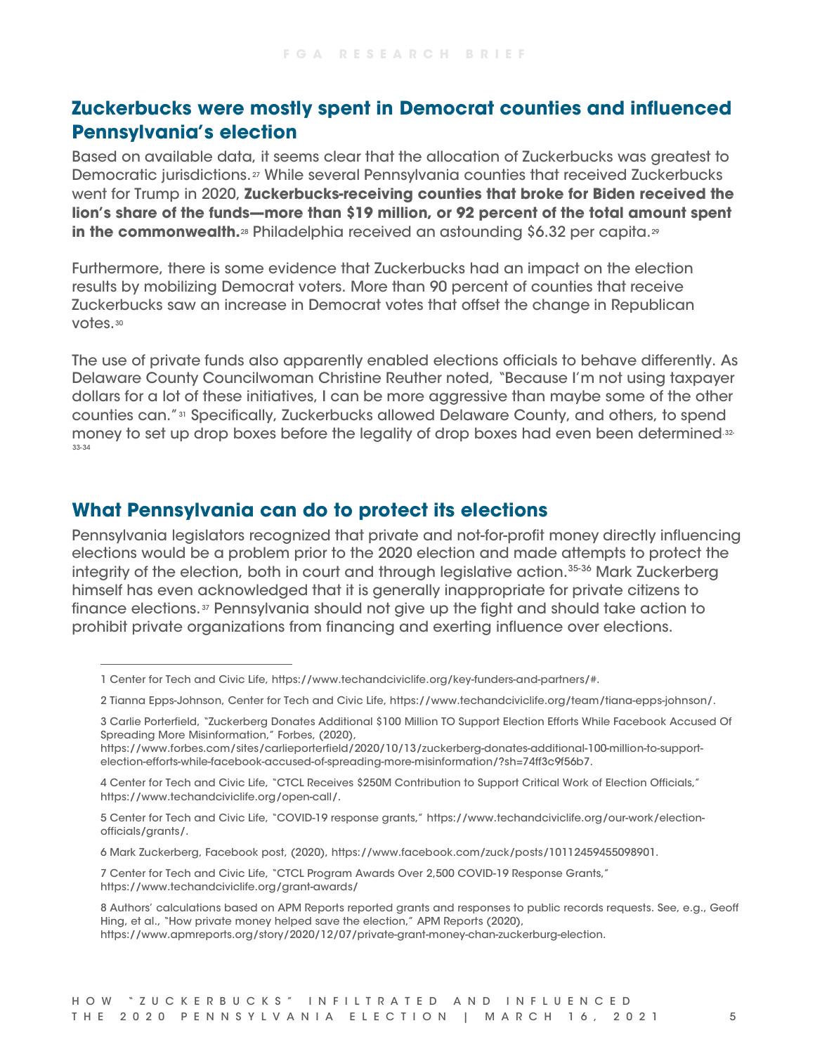## Zuckerbucks were mostly spent in Democrat counties and influenced Pennsylvania's election

Based on available data, it seems clear that the allocation of Zuckerbucks was greatest to Democratic jurisdictions.[27] While several Pennsylvania counties that received Zuckerbucks went for Trump in 2020, **Zuckerbucks-receiving counties that broke for Biden received the lion's share of the funds—more than $19 million, or 92 percent of the total amount spent in the commonwealth.**[28] Philadelphia received an astounding $6.32 per capita.[29]

Furthermore, there is some evidence that Zuckerbucks had an impact on the election results by mobilizing Democrat voters. More than 90 percent of counties that receive Zuckerbucks saw an increase in Democrat votes that offset the change in Republican votes.[30]

The use of private funds also apparently enabled elections officials to behave differently. As Delaware County Councilwoman Christine Reuther noted, "Because I'm not using taxpayer dollars for a lot of these initiatives, I can be more aggressive than maybe some of the other counties can."[31] Specifically, Zuckerbucks allowed Delaware County, and others, to spend money to set up drop boxes before the legality of drop boxes had even been determined.[32-33-34]

## What Pennsylvania can do to protect its elections

Pennsylvania legislators recognized that private and not-for-profit money directly influencing elections would be a problem prior to the 2020 election and made attempts to protect the integrity of the election, both in court and through legislative action.[35-36] Mark Zuckerberg himself has even acknowledged that it is generally inappropriate for private citizens to finance elections.[37] Pennsylvania should not give up the fight and should take action to prohibit private organizations from financing and exerting influence over elections.

---

1 Center for Tech and Civic Life, https://www.techandciviclife.org/key-funders-and-partners/#.

2 Tianna Epps-Johnson, Center for Tech and Civic Life, https://www.techandciviclife.org/team/tiana-epps-johnson/.

3 Carlie Porterfield, "Zuckerberg Donates Additional $100 Million TO Support Election Efforts While Facebook Accused Of Spreading More Misinformation," Forbes, (2020), https://www.forbes.com/sites/carlieporterfield/2020/10/13/zuckerberg-donates-additional-100-million-to-support-election-efforts-while-facebook-accused-of-spreading-more-misinformation/?sh=74ff3c9f56b7.

4 Center for Tech and Civic Life, "CTCL Receives $250M Contribution to Support Critical Work of Election Officials," https://www.techandciviclife.org/open-call/.

5 Center for Tech and Civic Life, "COVID-19 response grants," https://www.techandciviclife.org/our-work/election-officials/grants/.

6 Mark Zuckerberg, Facebook post, (2020), https://www.facebook.com/zuck/posts/10112459455098901.

7 Center for Tech and Civic Life, "CTCL Program Awards Over 2,500 COVID-19 Response Grants," https://www.techandciviclife.org/grant-awards/

8 Authors' calculations based on APM Reports reported grants and responses to public records requests. See, e.g., Geoff Hing, et al., "How private money helped save the election," APM Reports (2020), https://www.apmreports.org/story/2020/12/07/private-grant-money-chan-zuckerburg-election.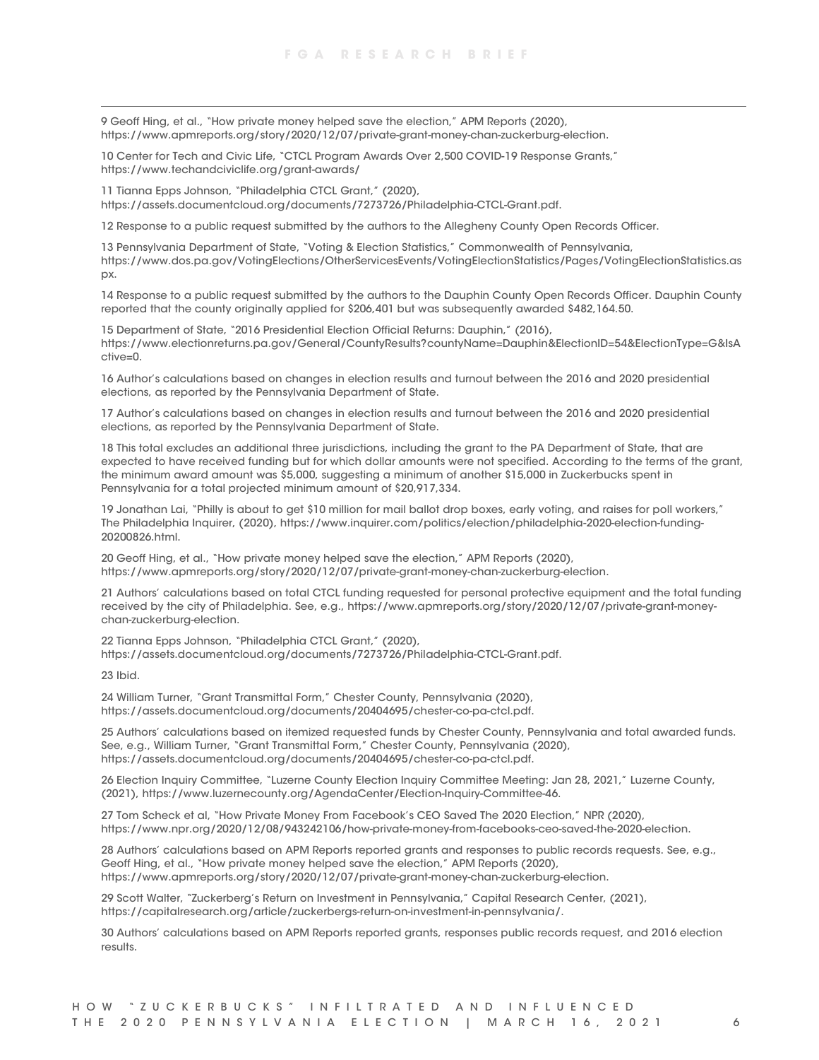9 Geoff Hing, et al., "How private money helped save the election," APM Reports (2020), https://www.apmreports.org/story/2020/12/07/private-grant-money-chan-zuckerburg-election.

10 Center for Tech and Civic Life, "CTCL Program Awards Over 2,500 COVID-19 Response Grants," https://www.techandciviclife.org/grant-awards/

11 Tianna Epps Johnson, "Philadelphia CTCL Grant," (2020), https://assets.documentcloud.org/documents/7273726/Philadelphia-CTCL-Grant.pdf.

12 Response to a public request submitted by the authors to the Allegheny County Open Records Officer.

13 Pennsylvania Department of State, "Voting & Election Statistics," Commonwealth of Pennsylvania, https://www.dos.pa.gov/VotingElections/OtherServicesEvents/VotingElectionStatistics/Pages/VotingElectionStatistics.aspx.

14 Response to a public request submitted by the authors to the Dauphin County Open Records Officer. Dauphin County reported that the county originally applied for $206,401 but was subsequently awarded $482,164.50.

15 Department of State, "2016 Presidential Election Official Returns: Dauphin," (2016), https://www.electionreturns.pa.gov/General/CountyResults?countyName=Dauphin&ElectionID=54&ElectionType=G&IsActive=0.

16 Author's calculations based on changes in election results and turnout between the 2016 and 2020 presidential elections, as reported by the Pennsylvania Department of State.

17 Author's calculations based on changes in election results and turnout between the 2016 and 2020 presidential elections, as reported by the Pennsylvania Department of State.

18 This total excludes an additional three jurisdictions, including the grant to the PA Department of State, that are expected to have received funding but for which dollar amounts were not specified. According to the terms of the grant, the minimum award amount was $5,000, suggesting a minimum of another $15,000 in Zuckerbucks spent in Pennsylvania for a total projected minimum amount of $20,917,334.

19 Jonathan Lai, "Philly is about to get $10 million for mail ballot drop boxes, early voting, and raises for poll workers," The Philadelphia Inquirer, (2020), https://www.inquirer.com/politics/election/philadelphia-2020-election-funding-20200826.html.

20 Geoff Hing, et al., "How private money helped save the election," APM Reports (2020), https://www.apmreports.org/story/2020/12/07/private-grant-money-chan-zuckerburg-election.

21 Authors' calculations based on total CTCL funding requested for personal protective equipment and the total funding received by the city of Philadelphia. See, e.g., https://www.apmreports.org/story/2020/12/07/private-grant-money-chan-zuckerburg-election.

22 Tianna Epps Johnson, "Philadelphia CTCL Grant," (2020), https://assets.documentcloud.org/documents/7273726/Philadelphia-CTCL-Grant.pdf.

23 Ibid.

24 William Turner, "Grant Transmittal Form," Chester County, Pennsylvania (2020), https://assets.documentcloud.org/documents/20404695/chester-co-pa-ctcl.pdf.

25 Authors' calculations based on itemized requested funds by Chester County, Pennsylvania and total awarded funds. See, e.g., William Turner, "Grant Transmittal Form," Chester County, Pennsylvania (2020), https://assets.documentcloud.org/documents/20404695/chester-co-pa-ctcl.pdf.

26 Election Inquiry Committee, "Luzerne County Election Inquiry Committee Meeting: Jan 28, 2021," Luzerne County, (2021), https://www.luzernecounty.org/AgendaCenter/Election-Inquiry-Committee-46.

27 Tom Scheck et al, "How Private Money From Facebook's CEO Saved The 2020 Election," NPR (2020), https://www.npr.org/2020/12/08/943242106/how-private-money-from-facebooks-ceo-saved-the-2020-election.

28 Authors' calculations based on APM Reports reported grants and responses to public records requests. See, e.g., Geoff Hing, et al., "How private money helped save the election," APM Reports (2020), https://www.apmreports.org/story/2020/12/07/private-grant-money-chan-zuckerburg-election.

29 Scott Walter, "Zuckerberg's Return on Investment in Pennsylvania," Capital Research Center, (2021), https://capitalresearch.org/article/zuckerbergs-return-on-investment-in-pennsylvania/.

30 Authors' calculations based on APM Reports reported grants, responses public records request, and 2016 election results.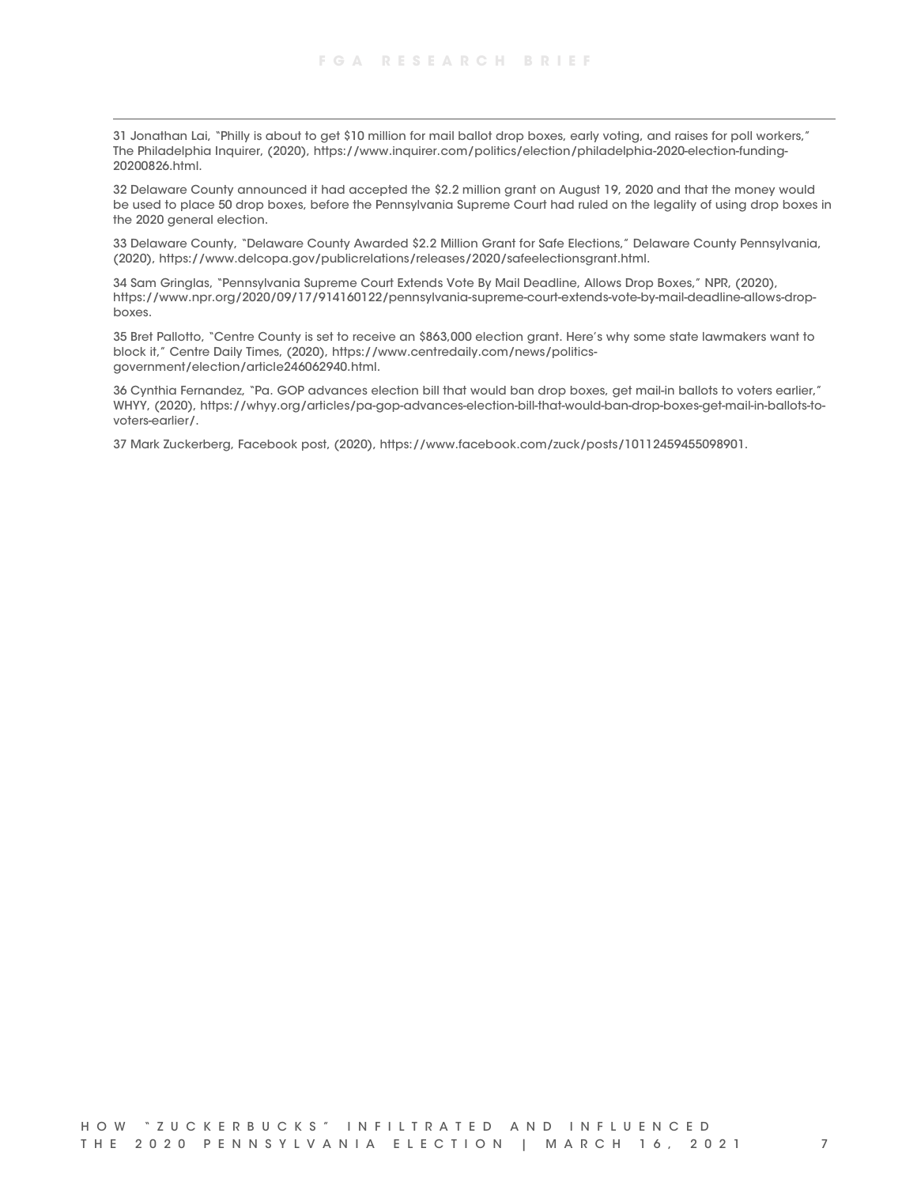31 Jonathan Lai, "Philly is about to get $10 million for mail ballot drop boxes, early voting, and raises for poll workers," The Philadelphia Inquirer, (2020), https://www.inquirer.com/politics/election/philadelphia-2020-election-funding-20200826.html.

32 Delaware County announced it had accepted the $2.2 million grant on August 19, 2020 and that the money would be used to place 50 drop boxes, before the Pennsylvania Supreme Court had ruled on the legality of using drop boxes in the 2020 general election.

33 Delaware County, "Delaware County Awarded $2.2 Million Grant for Safe Elections," Delaware County Pennsylvania, (2020), https://www.delcopa.gov/publicrelations/releases/2020/safeelectionsgrant.html.

34 Sam Gringlas, "Pennsylvania Supreme Court Extends Vote By Mail Deadline, Allows Drop Boxes," NPR, (2020), https://www.npr.org/2020/09/17/914160122/pennsylvania-supreme-court-extends-vote-by-mail-deadline-allows-drop-boxes.

35 Bret Pallotto, "Centre County is set to receive an $863,000 election grant. Here's why some state lawmakers want to block it," Centre Daily Times, (2020), https://www.centredaily.com/news/politics-government/election/article246062940.html.

36 Cynthia Fernandez, "Pa. GOP advances election bill that would ban drop boxes, get mail-in ballots to voters earlier," WHYY, (2020), https://whyy.org/articles/pa-gop-advances-election-bill-that-would-ban-drop-boxes-get-mail-in-ballots-to-voters-earlier/.

37 Mark Zuckerberg, Facebook post, (2020), https://www.facebook.com/zuck/posts/10112459455098901.